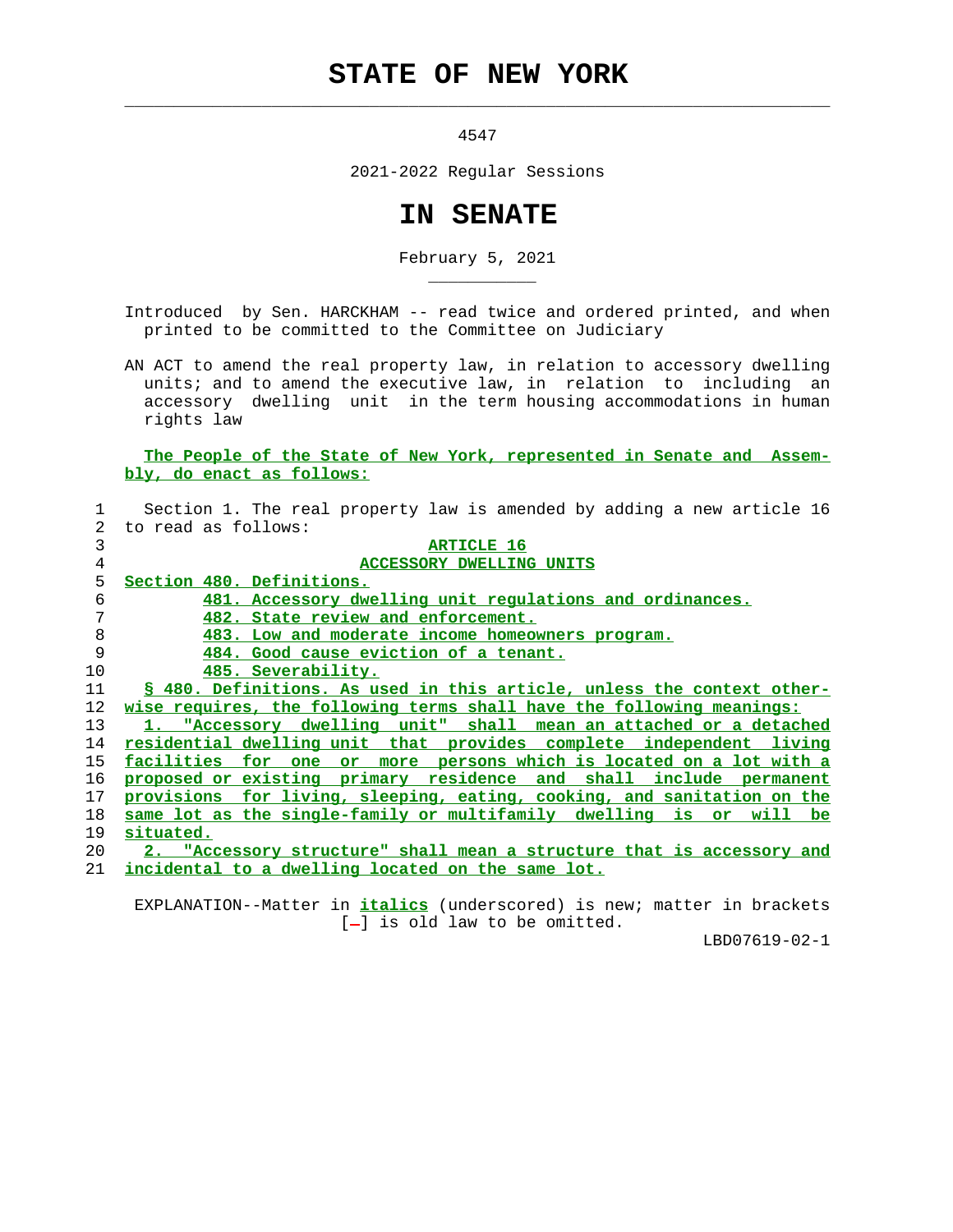# STATE OF NEW YORK

4547

2021-2022 Regular Sessions

# IN SENATE

February 5, 2021

Introduced by Sen. HARCKHAM -- read twice and ordered printed, and when printed to be committed to the Committee on Judiciary

AN ACT to amend the real property law, in relation to accessory dwelling units; and to amend the executive law, in relation to including an accessory dwelling unit in the term housing accommodations in human rights law

**The People of the State of New York, represented in Senate and Assembly, do enact as follows:**

Section 1. The real property law is amended by adding a new article 16 to read as follows:

**ARTICLE 16**

**ACCESSORY DWELLING UNITS**

**Section 480. Definitions.**

**481. Accessory dwelling unit regulations and ordinances.**

**482. State review and enforcement.**

**483. Low and moderate income homeowners program.**

**484. Good cause eviction of a tenant.**

**485. Severability.**

**§ 480. Definitions. As used in this article, unless the context otherwise requires, the following terms shall have the following meanings:**

**1. "Accessory dwelling unit" shall mean an attached or a detached residential dwelling unit that provides complete independent living facilities for one or more persons which is located on a lot with a proposed or existing primary residence and shall include permanent provisions for living, sleeping, eating, cooking, and sanitation on the same lot as the single-family or multifamily dwelling is or will be situated.**

**2. "Accessory structure" shall mean a structure that is accessory and incidental to a dwelling located on the same lot.**

EXPLANATION--Matter in *italics* (underscored) is new; matter in brackets [-] is old law to be omitted.

LBD07619-02-1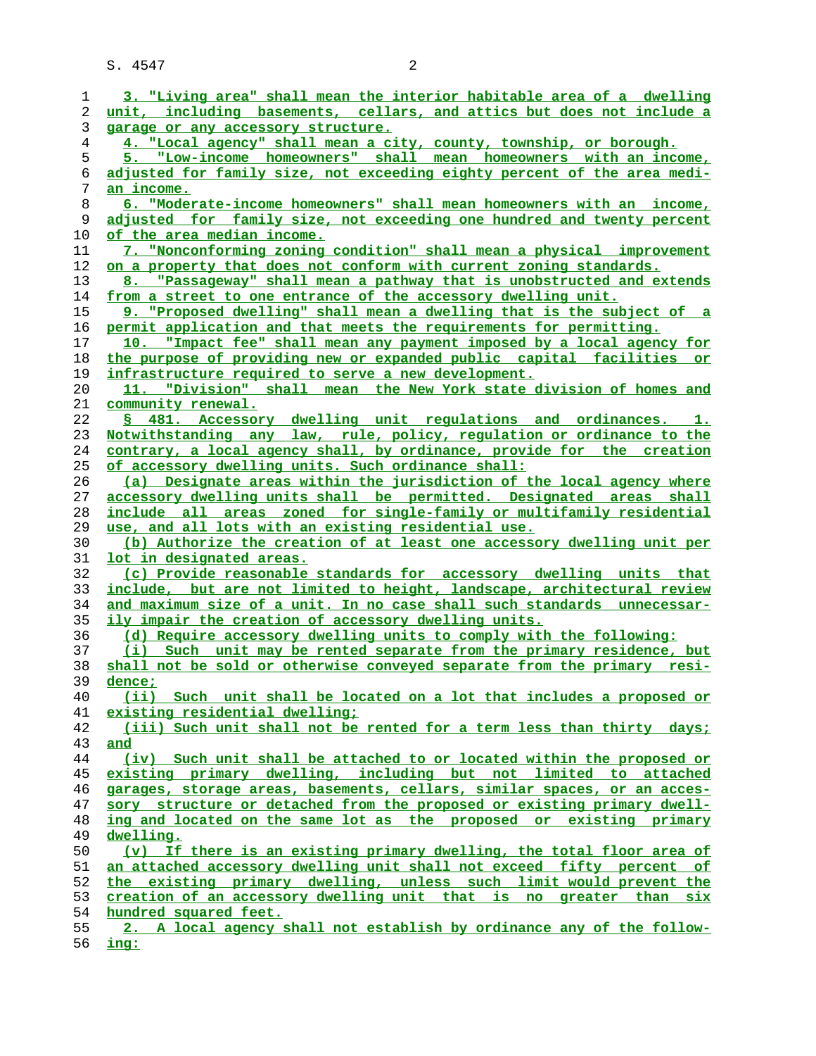3. "Living area" shall mean the interior habitable area of a dwelling unit, including basements, cellars, and attics but does not include a garage or any accessory structure.

4. "Local agency" shall mean a city, county, township, or borough.

5. "Low-income homeowners" shall mean homeowners with an income, adjusted for family size, not exceeding eighty percent of the area median income.

6. "Moderate-income homeowners" shall mean homeowners with an income, adjusted for family size, not exceeding one hundred and twenty percent of the area median income.

7. "Nonconforming zoning condition" shall mean a physical improvement on a property that does not conform with current zoning standards.

8. "Passageway" shall mean a pathway that is unobstructed and extends from a street to one entrance of the accessory dwelling unit.

9. "Proposed dwelling" shall mean a dwelling that is the subject of a permit application and that meets the requirements for permitting.

10. "Impact fee" shall mean any payment imposed by a local agency for the purpose of providing new or expanded public capital facilities or infrastructure required to serve a new development.

11. "Division" shall mean the New York state division of homes and community renewal.

§ 481. Accessory dwelling unit regulations and ordinances. 1. Notwithstanding any law, rule, policy, regulation or ordinance to the contrary, a local agency shall, by ordinance, provide for the creation of accessory dwelling units. Such ordinance shall:

(a) Designate areas within the jurisdiction of the local agency where accessory dwelling units shall be permitted. Designated areas shall include all areas zoned for single-family or multifamily residential use, and all lots with an existing residential use.

(b) Authorize the creation of at least one accessory dwelling unit per lot in designated areas.

(c) Provide reasonable standards for accessory dwelling units that include, but are not limited to height, landscape, architectural review and maximum size of a unit. In no case shall such standards unnecessarily impair the creation of accessory dwelling units.

(d) Require accessory dwelling units to comply with the following:

(i) Such unit may be rented separate from the primary residence, but shall not be sold or otherwise conveyed separate from the primary residence;

(ii) Such unit shall be located on a lot that includes a proposed or existing residential dwelling;

(iii) Such unit shall not be rented for a term less than thirty days; and

(iv) Such unit shall be attached to or located within the proposed or existing primary dwelling, including but not limited to attached garages, storage areas, basements, cellars, similar spaces, or an accessory structure or detached from the proposed or existing primary dwelling and located on the same lot as the proposed or existing primary dwelling.

(v) If there is an existing primary dwelling, the total floor area of an attached accessory dwelling unit shall not exceed fifty percent of the existing primary dwelling, unless such limit would prevent the creation of an accessory dwelling unit that is no greater than six hundred squared feet.

2. A local agency shall not establish by ordinance any of the following: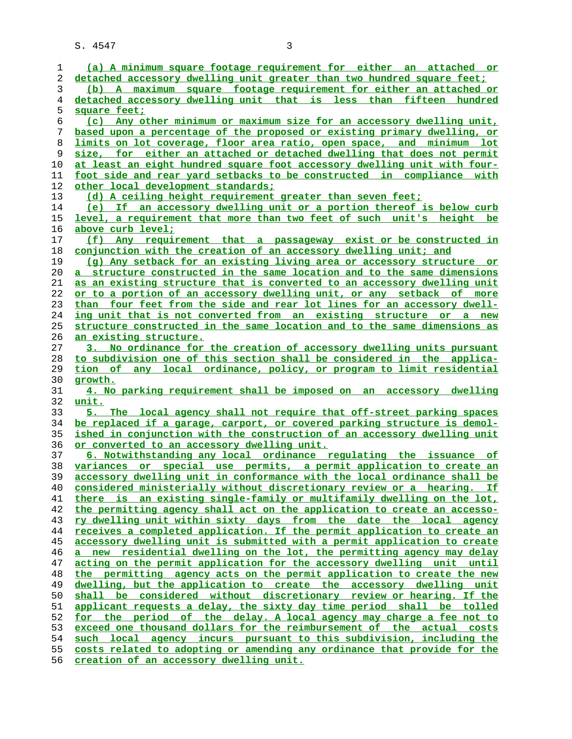(a) A minimum square footage requirement for either an attached or detached accessory dwelling unit greater than two hundred square feet;

(b) A maximum square footage requirement for either an attached or detached accessory dwelling unit that is less than fifteen hundred square feet;

(c) Any other minimum or maximum size for an accessory dwelling unit, based upon a percentage of the proposed or existing primary dwelling, or limits on lot coverage, floor area ratio, open space, and minimum lot size, for either an attached or detached dwelling that does not permit at least an eight hundred square foot accessory dwelling unit with four-foot side and rear yard setbacks to be constructed in compliance with other local development standards;

(d) A ceiling height requirement greater than seven feet;

(e) If an accessory dwelling unit or a portion thereof is below curb level, a requirement that more than two feet of such unit's height be above curb level;

(f) Any requirement that a passageway exist or be constructed in conjunction with the creation of an accessory dwelling unit; and

(g) Any setback for an existing living area or accessory structure or a structure constructed in the same location and to the same dimensions as an existing structure that is converted to an accessory dwelling unit or to a portion of an accessory dwelling unit, or any setback of more than four feet from the side and rear lot lines for an accessory dwelling unit that is not converted from an existing structure or a new structure constructed in the same location and to the same dimensions as an existing structure.

3. No ordinance for the creation of accessory dwelling units pursuant to subdivision one of this section shall be considered in the application of any local ordinance, policy, or program to limit residential growth.

4. No parking requirement shall be imposed on an accessory dwelling unit.

5. The local agency shall not require that off-street parking spaces be replaced if a garage, carport, or covered parking structure is demolished in conjunction with the construction of an accessory dwelling unit or converted to an accessory dwelling unit.

6. Notwithstanding any local ordinance regulating the issuance of variances or special use permits, a permit application to create an accessory dwelling unit in conformance with the local ordinance shall be considered ministerially without discretionary review or a hearing. If there is an existing single-family or multifamily dwelling on the lot, the permitting agency shall act on the application to create an accessory dwelling unit within sixty days from the date the local agency receives a completed application. If the permit application to create an accessory dwelling unit is submitted with a permit application to create a new residential dwelling on the lot, the permitting agency may delay acting on the permit application for the accessory dwelling unit until the permitting agency acts on the permit application to create the new dwelling, but the application to create the accessory dwelling unit shall be considered without discretionary review or hearing. If the applicant requests a delay, the sixty day time period shall be tolled for the period of the delay. A local agency may charge a fee not to exceed one thousand dollars for the reimbursement of the actual costs such local agency incurs pursuant to this subdivision, including the costs related to adopting or amending any ordinance that provide for the creation of an accessory dwelling unit.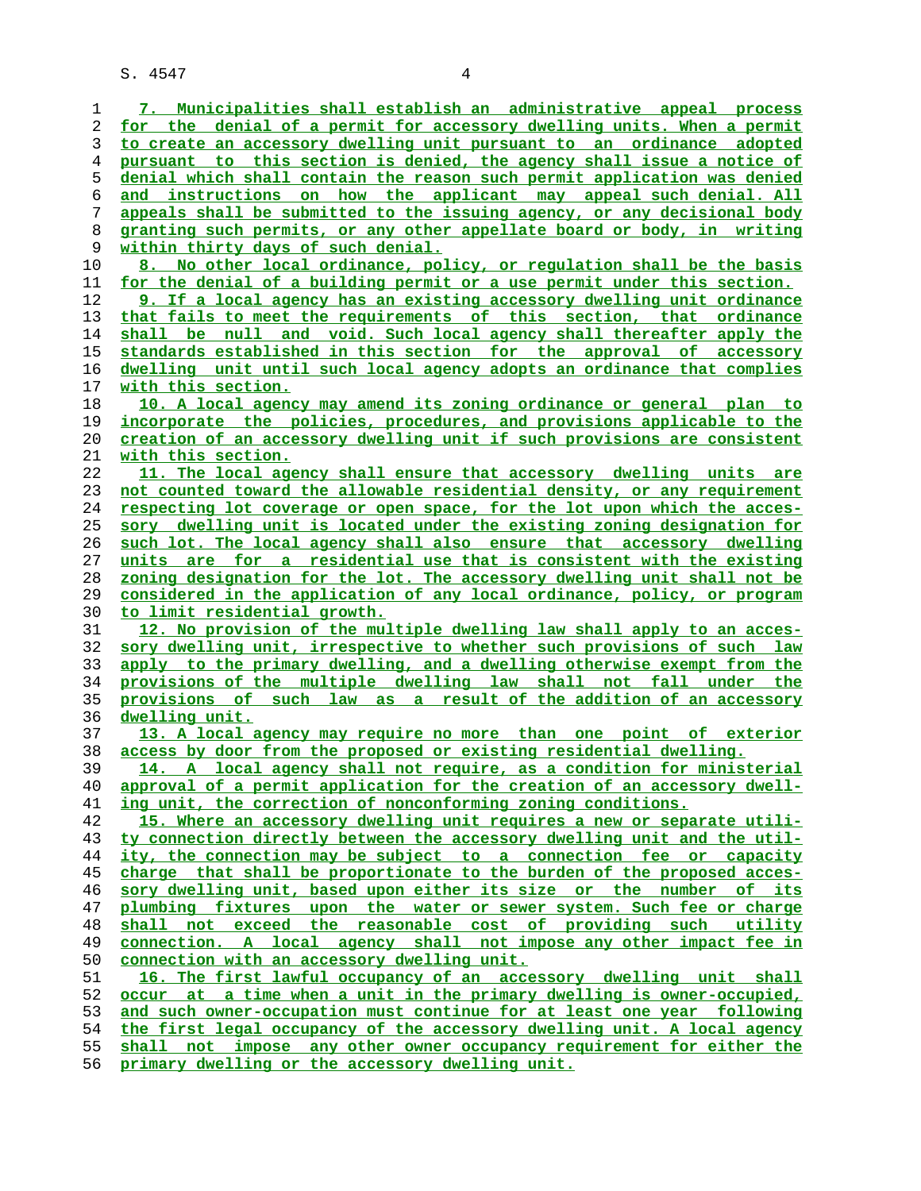7. Municipalities shall establish an administrative appeal process for the denial of a permit for accessory dwelling units. When a permit to create an accessory dwelling unit pursuant to an ordinance adopted pursuant to this section is denied, the agency shall issue a notice of denial which shall contain the reason such permit application was denied and instructions on how the applicant may appeal such denial. All appeals shall be submitted to the issuing agency, or any decisional body granting such permits, or any other appellate board or body, in writing within thirty days of such denial.

8. No other local ordinance, policy, or regulation shall be the basis for the denial of a building permit or a use permit under this section.

9. If a local agency has an existing accessory dwelling unit ordinance that fails to meet the requirements of this section, that ordinance shall be null and void. Such local agency shall thereafter apply the standards established in this section for the approval of accessory dwelling unit until such local agency adopts an ordinance that complies with this section.

10. A local agency may amend its zoning ordinance or general plan to incorporate the policies, procedures, and provisions applicable to the creation of an accessory dwelling unit if such provisions are consistent with this section.

11. The local agency shall ensure that accessory dwelling units are not counted toward the allowable residential density, or any requirement respecting lot coverage or open space, for the lot upon which the accessory dwelling unit is located under the existing zoning designation for such lot. The local agency shall also ensure that accessory dwelling units are for a residential use that is consistent with the existing zoning designation for the lot. The accessory dwelling unit shall not be considered in the application of any local ordinance, policy, or program to limit residential growth.

12. No provision of the multiple dwelling law shall apply to an accessory dwelling unit, irrespective to whether such provisions of such law apply to the primary dwelling, and a dwelling otherwise exempt from the provisions of the multiple dwelling law shall not fall under the provisions of such law as a result of the addition of an accessory dwelling unit.

13. A local agency may require no more than one point of exterior access by door from the proposed or existing residential dwelling.

14. A local agency shall not require, as a condition for ministerial approval of a permit application for the creation of an accessory dwelling unit, the correction of nonconforming zoning conditions.

15. Where an accessory dwelling unit requires a new or separate utility connection directly between the accessory dwelling unit and the utility, the connection may be subject to a connection fee or capacity charge that shall be proportionate to the burden of the proposed accessory dwelling unit, based upon either its size or the number of its plumbing fixtures upon the water or sewer system. Such fee or charge shall not exceed the reasonable cost of providing such utility connection. A local agency shall not impose any other impact fee in connection with an accessory dwelling unit.

16. The first lawful occupancy of an accessory dwelling unit shall occur at a time when a unit in the primary dwelling is owner-occupied, and such owner-occupation must continue for at least one year following the first legal occupancy of the accessory dwelling unit. A local agency shall not impose any other owner occupancy requirement for either the primary dwelling or the accessory dwelling unit.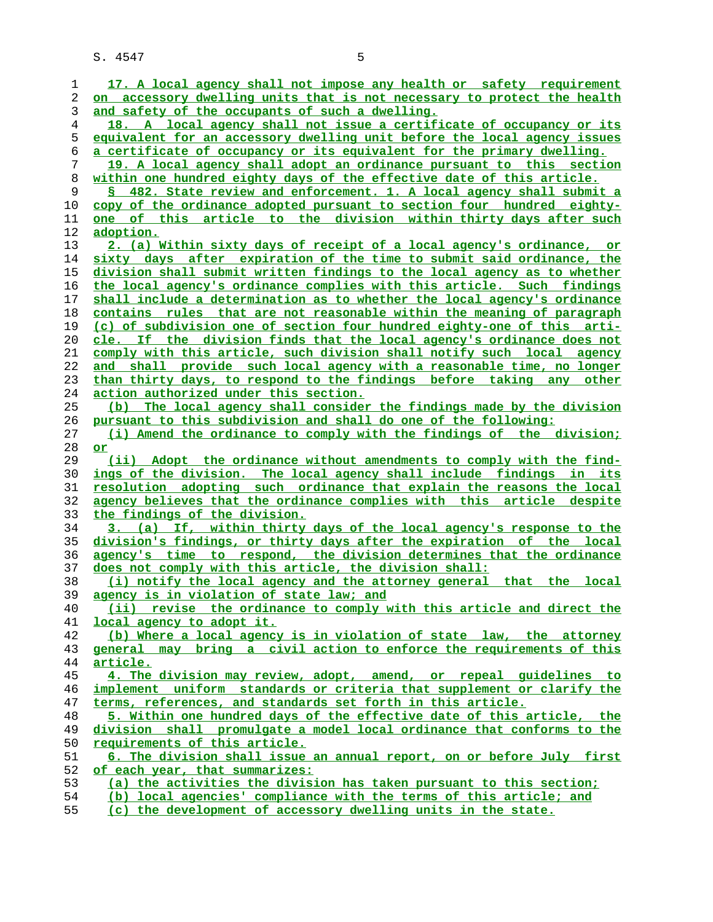17. A local agency shall not impose any health or safety requirement on accessory dwelling units that is not necessary to protect the health and safety of the occupants of such a dwelling.

18. A local agency shall not issue a certificate of occupancy or its equivalent for an accessory dwelling unit before the local agency issues a certificate of occupancy or its equivalent for the primary dwelling.

19. A local agency shall adopt an ordinance pursuant to this section within one hundred eighty days of the effective date of this article.

§ 482. State review and enforcement. 1. A local agency shall submit a copy of the ordinance adopted pursuant to section four hundred eighty-one of this article to the division within thirty days after such adoption.

2. (a) Within sixty days of receipt of a local agency's ordinance, or sixty days after expiration of the time to submit said ordinance, the division shall submit written findings to the local agency as to whether the local agency's ordinance complies with this article. Such findings shall include a determination as to whether the local agency's ordinance contains rules that are not reasonable within the meaning of paragraph (c) of subdivision one of section four hundred eighty-one of this article. If the division finds that the local agency's ordinance does not comply with this article, such division shall notify such local agency and shall provide such local agency with a reasonable time, no longer than thirty days, to respond to the findings before taking any other action authorized under this section.

(b) The local agency shall consider the findings made by the division pursuant to this subdivision and shall do one of the following:

(i) Amend the ordinance to comply with the findings of the division; or

(ii) Adopt the ordinance without amendments to comply with the findings of the division. The local agency shall include findings in its resolution adopting such ordinance that explain the reasons the local agency believes that the ordinance complies with this article despite the findings of the division.

3. (a) If, within thirty days of the local agency's response to the division's findings, or thirty days after the expiration of the local agency's time to respond, the division determines that the ordinance does not comply with this article, the division shall:

(i) notify the local agency and the attorney general that the local agency is in violation of state law; and

(ii) revise the ordinance to comply with this article and direct the local agency to adopt it.

(b) Where a local agency is in violation of state law, the attorney general may bring a civil action to enforce the requirements of this article.

4. The division may review, adopt, amend, or repeal guidelines to implement uniform standards or criteria that supplement or clarify the terms, references, and standards set forth in this article.

5. Within one hundred days of the effective date of this article, the division shall promulgate a model local ordinance that conforms to the requirements of this article.

6. The division shall issue an annual report, on or before July first of each year, that summarizes:

(a) the activities the division has taken pursuant to this section;

(b) local agencies' compliance with the terms of this article; and

(c) the development of accessory dwelling units in the state.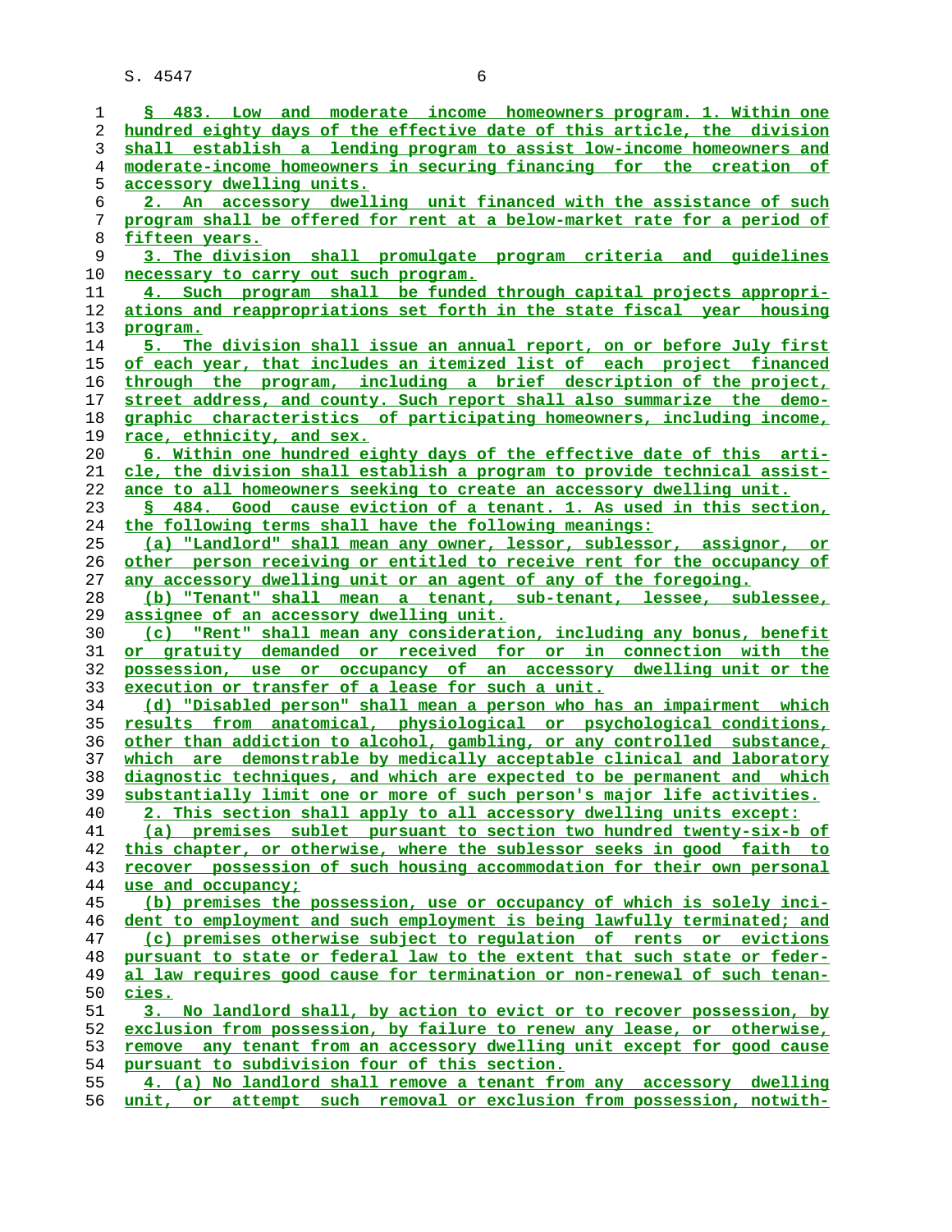§ 483. Low and moderate income homeowners program. 1. Within one hundred eighty days of the effective date of this article, the division shall establish a lending program to assist low-income homeowners and moderate-income homeowners in securing financing for the creation of accessory dwelling units.

2. An accessory dwelling unit financed with the assistance of such program shall be offered for rent at a below-market rate for a period of fifteen years.

3. The division shall promulgate program criteria and guidelines necessary to carry out such program.

4. Such program shall be funded through capital projects appropriations and reappropriations set forth in the state fiscal year housing program.

5. The division shall issue an annual report, on or before July first of each year, that includes an itemized list of each project financed through the program, including a brief description of the project, street address, and county. Such report shall also summarize the demographic characteristics of participating homeowners, including income, race, ethnicity, and sex.

6. Within one hundred eighty days of the effective date of this article, the division shall establish a program to provide technical assistance to all homeowners seeking to create an accessory dwelling unit.

§ 484. Good cause eviction of a tenant. 1. As used in this section, the following terms shall have the following meanings:

(a) "Landlord" shall mean any owner, lessor, sublessor, assignor, or other person receiving or entitled to receive rent for the occupancy of any accessory dwelling unit or an agent of any of the foregoing.

(b) "Tenant" shall mean a tenant, sub-tenant, lessee, sublessee, assignee of an accessory dwelling unit.

(c) "Rent" shall mean any consideration, including any bonus, benefit or gratuity demanded or received for or in connection with the possession, use or occupancy of an accessory dwelling unit or the execution or transfer of a lease for such a unit.

(d) "Disabled person" shall mean a person who has an impairment which results from anatomical, physiological or psychological conditions, other than addiction to alcohol, gambling, or any controlled substance, which are demonstrable by medically acceptable clinical and laboratory diagnostic techniques, and which are expected to be permanent and which substantially limit one or more of such person's major life activities.

2. This section shall apply to all accessory dwelling units except:

(a) premises sublet pursuant to section two hundred twenty-six-b of this chapter, or otherwise, where the sublessor seeks in good faith to recover possession of such housing accommodation for their own personal use and occupancy;

(b) premises the possession, use or occupancy of which is solely incident to employment and such employment is being lawfully terminated; and

(c) premises otherwise subject to regulation of rents or evictions pursuant to state or federal law to the extent that such state or federal law requires good cause for termination or non-renewal of such tenancies.

3. No landlord shall, by action to evict or to recover possession, by exclusion from possession, by failure to renew any lease, or otherwise, remove any tenant from an accessory dwelling unit except for good cause pursuant to subdivision four of this section.

4. (a) No landlord shall remove a tenant from any accessory dwelling unit, or attempt such removal or exclusion from possession, notwith-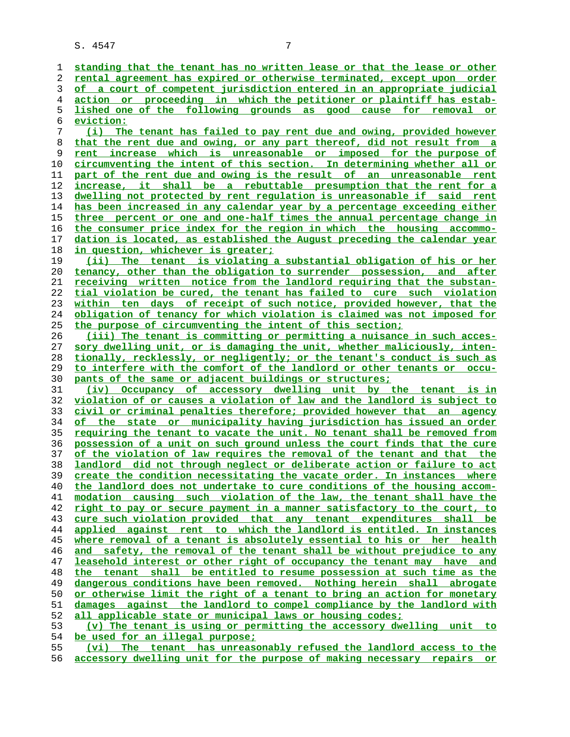standing that the tenant has no written lease or that the lease or other rental agreement has expired or otherwise terminated, except upon order of a court of competent jurisdiction entered in an appropriate judicial action or proceeding in which the petitioner or plaintiff has established one of the following grounds as good cause for removal or eviction:

(i) The tenant has failed to pay rent due and owing, provided however that the rent due and owing, or any part thereof, did not result from a rent increase which is unreasonable or imposed for the purpose of circumventing the intent of this section. In determining whether all or part of the rent due and owing is the result of an unreasonable rent increase, it shall be a rebuttable presumption that the rent for a dwelling not protected by rent regulation is unreasonable if said rent has been increased in any calendar year by a percentage exceeding either three percent or one and one-half times the annual percentage change in the consumer price index for the region in which the housing accommodation is located, as established the August preceding the calendar year in question, whichever is greater;

(ii) The tenant is violating a substantial obligation of his or her tenancy, other than the obligation to surrender possession, and after receiving written notice from the landlord requiring that the substantial violation be cured, the tenant has failed to cure such violation within ten days of receipt of such notice, provided however, that the obligation of tenancy for which violation is claimed was not imposed for the purpose of circumventing the intent of this section;

(iii) The tenant is committing or permitting a nuisance in such accessory dwelling unit, or is damaging the unit, whether maliciously, intentionally, recklessly, or negligently; or the tenant's conduct is such as to interfere with the comfort of the landlord or other tenants or occupants of the same or adjacent buildings or structures;

(iv) Occupancy of accessory dwelling unit by the tenant is in violation of or causes a violation of law and the landlord is subject to civil or criminal penalties therefore; provided however that an agency of the state or municipality having jurisdiction has issued an order requiring the tenant to vacate the unit. No tenant shall be removed from possession of a unit on such ground unless the court finds that the cure of the violation of law requires the removal of the tenant and that the landlord did not through neglect or deliberate action or failure to act create the condition necessitating the vacate order. In instances where the landlord does not undertake to cure conditions of the housing accommodation causing such violation of the law, the tenant shall have the right to pay or secure payment in a manner satisfactory to the court, to cure such violation provided that any tenant expenditures shall be applied against rent to which the landlord is entitled. In instances where removal of a tenant is absolutely essential to his or her health and safety, the removal of the tenant shall be without prejudice to any leasehold interest or other right of occupancy the tenant may have and the tenant shall be entitled to resume possession at such time as the dangerous conditions have been removed. Nothing herein shall abrogate or otherwise limit the right of a tenant to bring an action for monetary damages against the landlord to compel compliance by the landlord with all applicable state or municipal laws or housing codes;

(v) The tenant is using or permitting the accessory dwelling unit to be used for an illegal purpose;

(vi) The tenant has unreasonably refused the landlord access to the accessory dwelling unit for the purpose of making necessary repairs or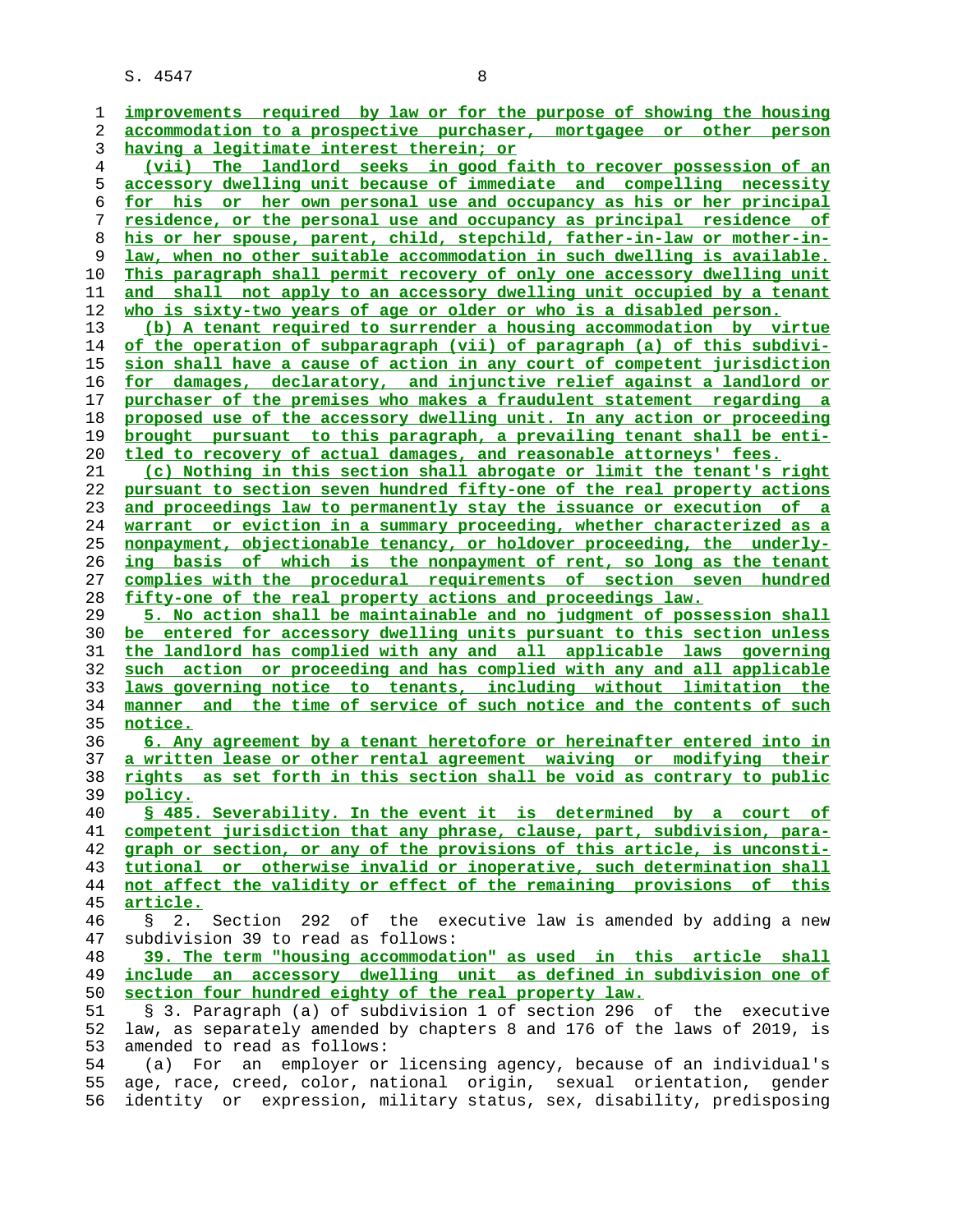improvements required by law or for the purpose of showing the housing accommodation to a prospective purchaser, mortgagee or other person having a legitimate interest therein; or

(vii) The landlord seeks in good faith to recover possession of an accessory dwelling unit because of immediate and compelling necessity for his or her own personal use and occupancy as his or her principal residence, or the personal use and occupancy as principal residence of his or her spouse, parent, child, stepchild, father-in-law or mother-in-law, when no other suitable accommodation in such dwelling is available. This paragraph shall permit recovery of only one accessory dwelling unit and shall not apply to an accessory dwelling unit occupied by a tenant who is sixty-two years of age or older or who is a disabled person.

(b) A tenant required to surrender a housing accommodation by virtue of the operation of subparagraph (vii) of paragraph (a) of this subdivision shall have a cause of action in any court of competent jurisdiction for damages, declaratory, and injunctive relief against a landlord or purchaser of the premises who makes a fraudulent statement regarding a proposed use of the accessory dwelling unit. In any action or proceeding brought pursuant to this paragraph, a prevailing tenant shall be entitled to recovery of actual damages, and reasonable attorneys' fees.

(c) Nothing in this section shall abrogate or limit the tenant's right pursuant to section seven hundred fifty-one of the real property actions and proceedings law to permanently stay the issuance or execution of a warrant or eviction in a summary proceeding, whether characterized as a nonpayment, objectionable tenancy, or holdover proceeding, the underlying basis of which is the nonpayment of rent, so long as the tenant complies with the procedural requirements of section seven hundred fifty-one of the real property actions and proceedings law.

5. No action shall be maintainable and no judgment of possession shall be entered for accessory dwelling units pursuant to this section unless the landlord has complied with any and all applicable laws governing such action or proceeding and has complied with any and all applicable laws governing notice to tenants, including without limitation the manner and the time of service of such notice and the contents of such notice.

6. Any agreement by a tenant heretofore or hereinafter entered into in a written lease or other rental agreement waiving or modifying their rights as set forth in this section shall be void as contrary to public policy.

§ 485. Severability. In the event it is determined by a court of competent jurisdiction that any phrase, clause, part, subdivision, paragraph or section, or any of the provisions of this article, is unconstitutional or otherwise invalid or inoperative, such determination shall not affect the validity or effect of the remaining provisions of this article.

§ 2. Section 292 of the executive law is amended by adding a new subdivision 39 to read as follows:

39. The term "housing accommodation" as used in this article shall include an accessory dwelling unit as defined in subdivision one of section four hundred eighty of the real property law.

§ 3. Paragraph (a) of subdivision 1 of section 296 of the executive law, as separately amended by chapters 8 and 176 of the laws of 2019, is amended to read as follows:

(a) For an employer or licensing agency, because of an individual's age, race, creed, color, national origin, sexual orientation, gender identity or expression, military status, sex, disability, predisposing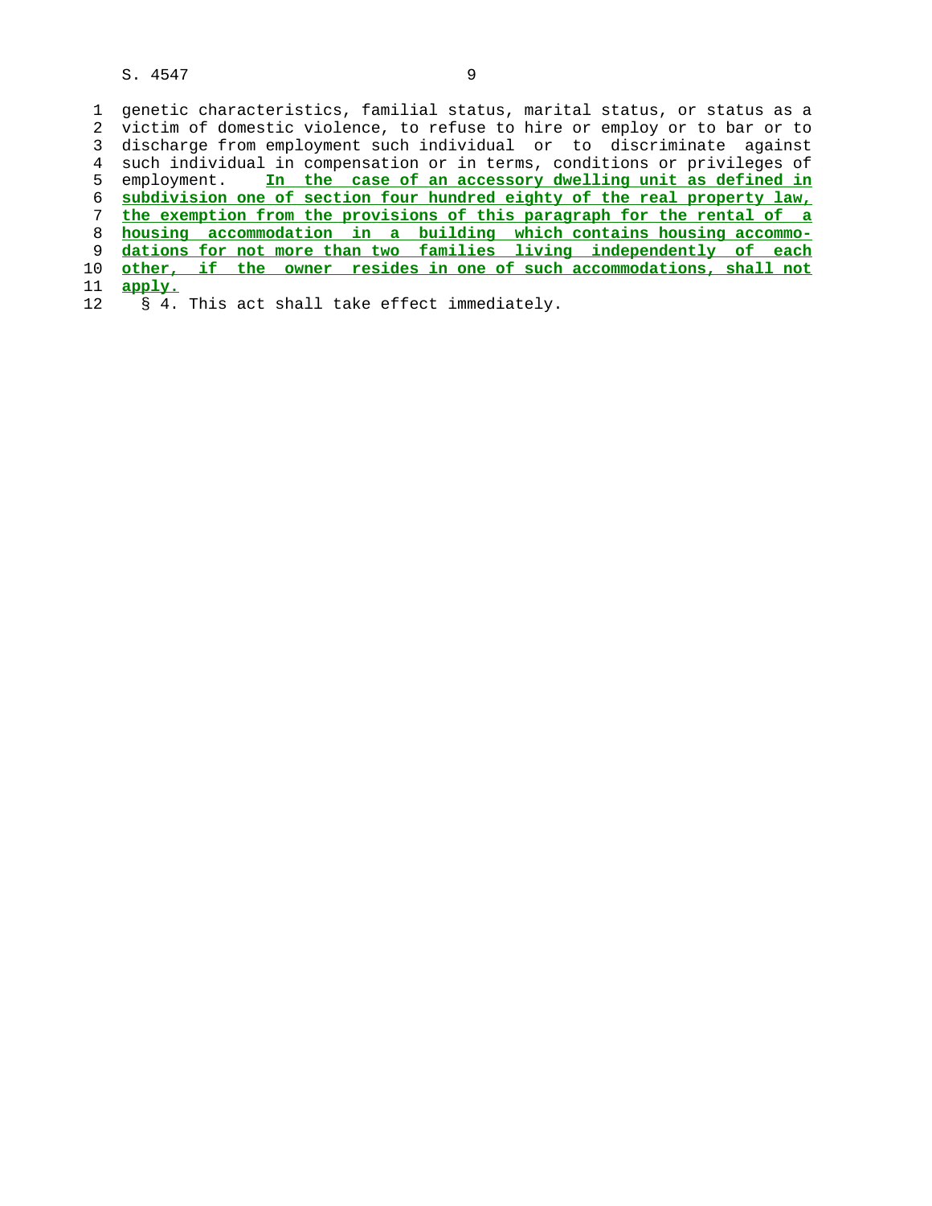genetic characteristics, familial status, marital status, or status as a victim of domestic violence, to refuse to hire or employ or to bar or to discharge from employment such individual or to discriminate against such individual in compensation or in terms, conditions or privileges of employment. **In the case of an accessory dwelling unit as defined in subdivision one of section four hundred eighty of the real property law, the exemption from the provisions of this paragraph for the rental of a housing accommodation in a building which contains housing accommodations for not more than two families living independently of each other, if the owner resides in one of such accommodations, shall not apply.**

§ 4. This act shall take effect immediately.